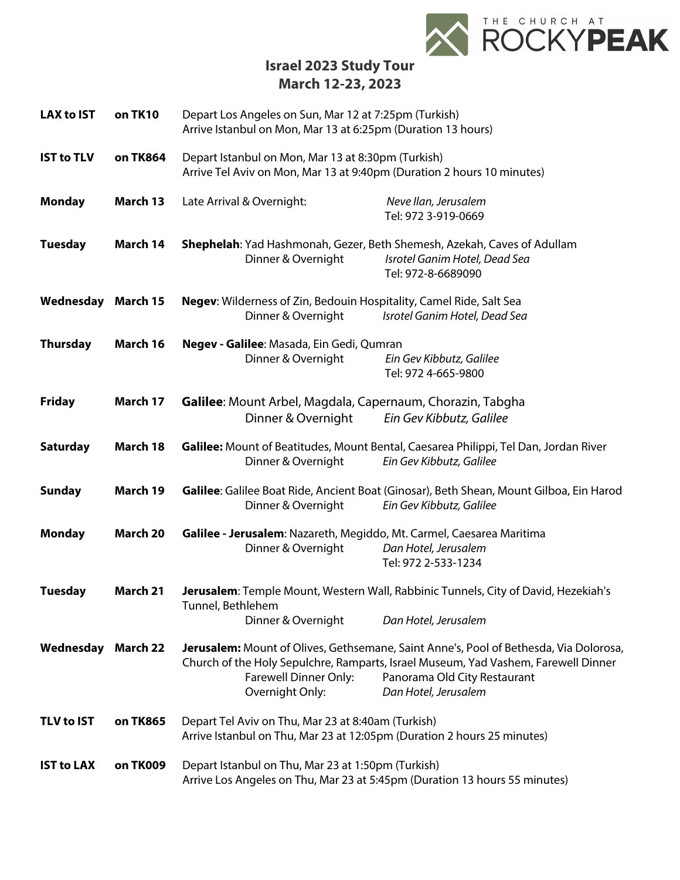THE CHURCH AT ROCKYPEAK

# Israel 2023 Study Tour
## March 12-23, 2023

**LAX to IST** **on TK10** Depart Los Angeles on Sun, Mar 12 at 7:25pm (Turkish)
Arrive Istanbul on Mon, Mar 13 at 6:25pm (Duration 13 hours)

**IST to TLV** **on TK864** Depart Istanbul on Mon, Mar 13 at 8:30pm (Turkish)
Arrive Tel Aviv on Mon, Mar 13 at 9:40pm (Duration 2 hours 10 minutes)

**Monday** **March 13** Late Arrival & Overnight: *Neve Ilan, Jerusalem*
Tel: 972 3-919-0669

**Tuesday** **March 14** **Shephelah**: Yad Hashmonah, Gezer, Beth Shemesh, Azekah, Caves of Adullam
Dinner & Overnight *Isrotel Ganim Hotel, Dead Sea*
Tel: 972-8-6689090

**Wednesday** **March 15** **Negev**: Wilderness of Zin, Bedouin Hospitality, Camel Ride, Salt Sea
Dinner & Overnight *Isrotel Ganim Hotel, Dead Sea*

**Thursday** **March 16** **Negev - Galilee**: Masada, Ein Gedi, Qumran
Dinner & Overnight *Ein Gev Kibbutz, Galilee*
Tel: 972 4-665-9800

**Friday** **March 17** **Galilee**: Mount Arbel, Magdala, Capernaum, Chorazin, Tabgha
Dinner & Overnight *Ein Gev Kibbutz, Galilee*

**Saturday** **March 18** **Galilee:** Mount of Beatitudes, Mount Bental, Caesarea Philippi, Tel Dan, Jordan River
Dinner & Overnight *Ein Gev Kibbutz, Galilee*

**Sunday** **March 19** **Galilee**: Galilee Boat Ride, Ancient Boat (Ginosar), Beth Shean, Mount Gilboa, Ein Harod
Dinner & Overnight *Ein Gev Kibbutz, Galilee*

**Monday** **March 20** **Galilee - Jerusalem**: Nazareth, Megiddo, Mt. Carmel, Caesarea Maritima
Dinner & Overnight *Dan Hotel, Jerusalem*
Tel: 972 2-533-1234

**Tuesday** **March 21** **Jerusalem**: Temple Mount, Western Wall, Rabbinic Tunnels, City of David, Hezekiah's Tunnel, Bethlehem
Dinner & Overnight *Dan Hotel, Jerusalem*

**Wednesday** **March 22** **Jerusalem:** Mount of Olives, Gethsemane, Saint Anne's, Pool of Bethesda, Via Dolorosa, Church of the Holy Sepulchre, Ramparts, Israel Museum, Yad Vashem, Farewell Dinner
Farewell Dinner Only: Panorama Old City Restaurant
Overnight Only: *Dan Hotel, Jerusalem*

**TLV to IST** **on TK865** Depart Tel Aviv on Thu, Mar 23 at 8:40am (Turkish)
Arrive Istanbul on Thu, Mar 23 at 12:05pm (Duration 2 hours 25 minutes)

**IST to LAX** **on TK009** Depart Istanbul on Thu, Mar 23 at 1:50pm (Turkish)
Arrive Los Angeles on Thu, Mar 23 at 5:45pm (Duration 13 hours 55 minutes)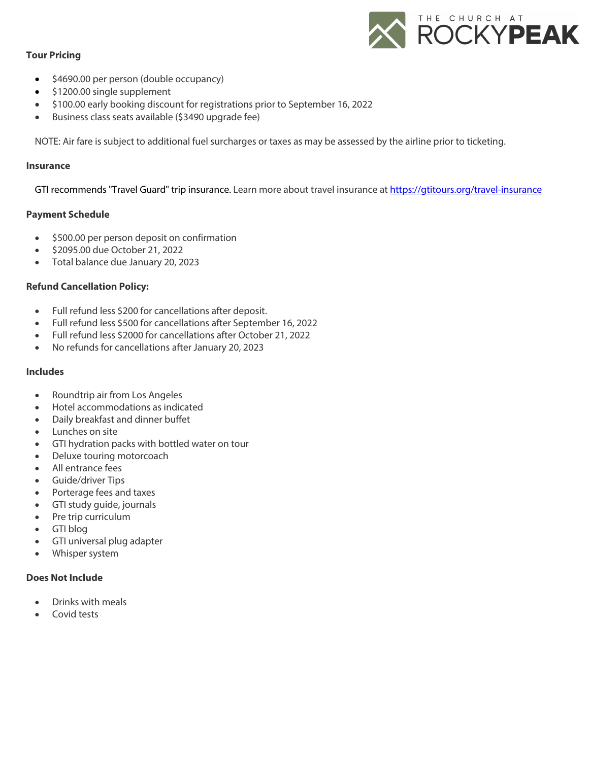**Tour Pricing**

- $4690.00 per person (double occupancy)
- $1200.00 single supplement
- $100.00 early booking discount for registrations prior to September 16, 2022
- Business class seats available ($3490 upgrade fee)

NOTE: Air fare is subject to additional fuel surcharges or taxes as may be assessed by the airline prior to ticketing.

**Insurance**

GTI recommends "Travel Guard" trip insurance. Learn more about travel insurance at [https://gtitours.org/travel-insurance](https://gtitours.org/travel-insurance)

**Payment Schedule**

- $500.00 per person deposit on confirmation
- $2095.00 due October 21, 2022
- Total balance due January 20, 2023

**Refund Cancellation Policy:**

- Full refund less $200 for cancellations after deposit.
- Full refund less $500 for cancellations after September 16, 2022
- Full refund less $2000 for cancellations after October 21, 2022
- No refunds for cancellations after January 20, 2023

**Includes**

- Roundtrip air from Los Angeles
- Hotel accommodations as indicated
- Daily breakfast and dinner buffet
- Lunches on site
- GTI hydration packs with bottled water on tour
- Deluxe touring motorcoach
- All entrance fees
- Guide/driver Tips
- Porterage fees and taxes
- GTI study guide, journals
- Pre trip curriculum
- GTI blog
- GTI universal plug adapter
- Whisper system

**Does Not Include**

- Drinks with meals
- Covid tests